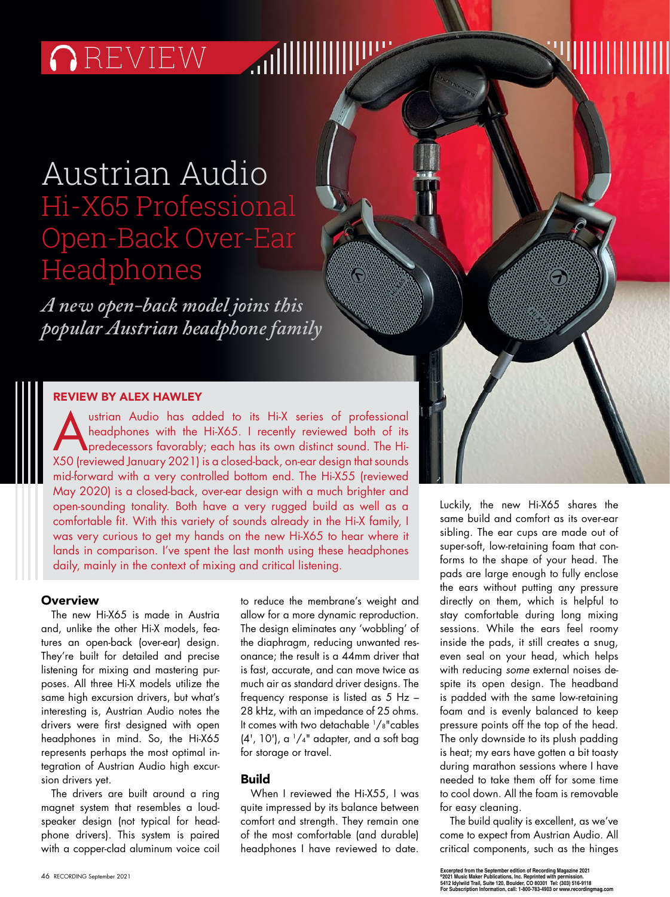REVIEW

# Austrian Audio Hi-X65 Professional Open-Back Over-Ear Headphones

*A new open-back model joins this popular Austrian headphone family*

**REVIEW BY ALEX HAWLEY**

Austrian Audio has added to its Hi-X series of professional headphones with the Hi-X65. I recently reviewed both of its predecessors favorably; each has its own distinct sound. The Hi-X50 (reviewed January 2021) is a closed-back, on-ear design that sounds mid-forward with a very controlled bottom end. The Hi-X55 (reviewed May 2020) is a closed-back, over-ear design with a much brighter and open-sounding tonality. Both have a very rugged build as well as a comfortable fit. With this variety of sounds already in the Hi-X family, I was very curious to get my hands on the new Hi-X65 to hear where it lands in comparison. I've spent the last month using these headphones daily, mainly in the context of mixing and critical listening.

## Overview

The new Hi-X65 is made in Austria and, unlike the other Hi-X models, features an open-back (over-ear) design. They're built for detailed and precise listening for mixing and mastering purposes. All three Hi-X models utilize the same high excursion drivers, but what's interesting is, Austrian Audio notes the drivers were first designed with open headphones in mind. So, the Hi-X65 represents perhaps the most optimal integration of Austrian Audio high excursion drivers yet.

The drivers are built around a ring magnet system that resembles a loudspeaker design (not typical for headphone drivers). This system is paired with a copper-clad aluminum voice coil to reduce the membrane's weight and allow for a more dynamic reproduction. The design eliminates any 'wobbling' of the diaphragm, reducing unwanted resonance; the result is a 44mm driver that is fast, accurate, and can move twice as much air as standard driver designs. The frequency response is listed as 5 Hz – 28 kHz, with an impedance of 25 ohms. It comes with two detachable 1/8"cables (4', 10'), a 1/4" adapter, and a soft bag for storage or travel.

## Build

When I reviewed the Hi-X55, I was quite impressed by its balance between comfort and strength. They remain one of the most comfortable (and durable) headphones I have reviewed to date.

Luckily, the new Hi-X65 shares the same build and comfort as its over-ear sibling. The ear cups are made out of super-soft, low-retaining foam that conforms to the shape of your head. The pads are large enough to fully enclose the ears without putting any pressure directly on them, which is helpful to stay comfortable during long mixing sessions. While the ears feel roomy inside the pads, it still creates a snug, even seal on your head, which helps with reducing *some* external noises despite its open design. The headband is padded with the same low-retaining foam and is evenly balanced to keep pressure points off the top of the head. The only downside to its plush padding is heat; my ears have gotten a bit toasty during marathon sessions where I have needed to take them off for some time to cool down. All the foam is removable for easy cleaning.

The build quality is excellent, as we've come to expect from Austrian Audio. All critical components, such as the hinges

Excerpted from the September edition of Recording Magazine 2021
©2021 Music Maker Publications, Inc. Reprinted with permission.
5412 Idylwild Trail, Suite 120, Boulder, CO 80301 Tel: (303) 516-9118
For Subscription Information, call: 1-800-783-4903 or www.recordingmag.com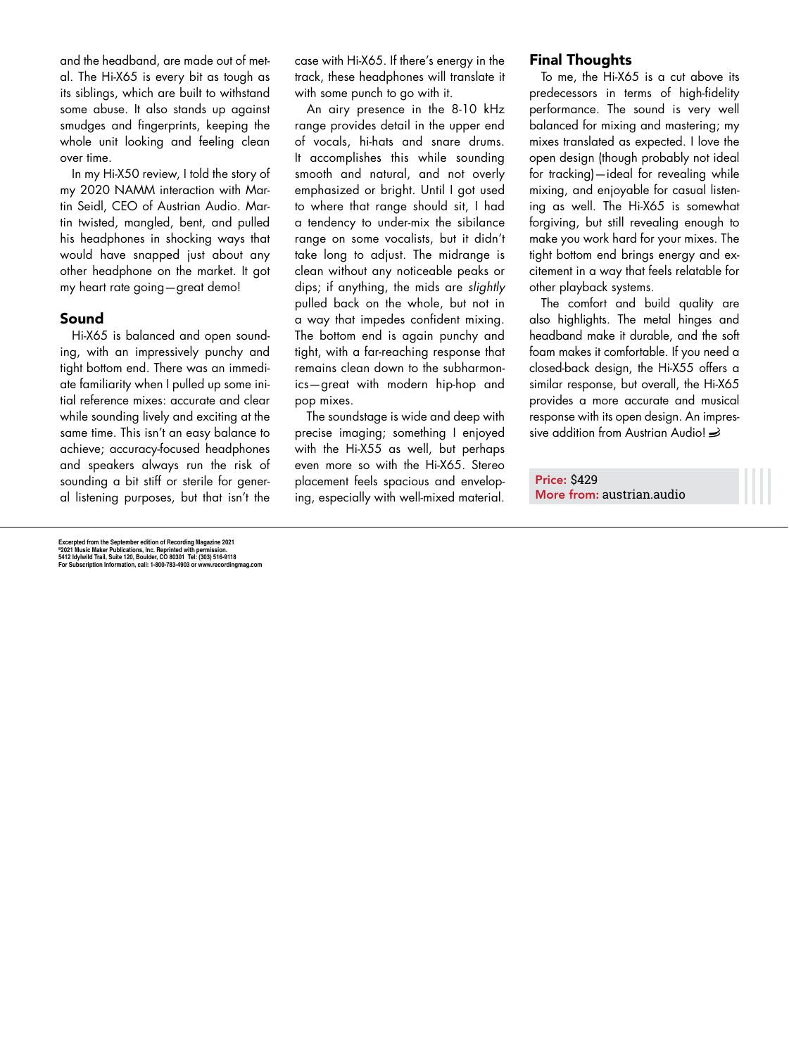and the headband, are made out of metal. The Hi-X65 is every bit as tough as its siblings, which are built to withstand some abuse. It also stands up against smudges and fingerprints, keeping the whole unit looking and feeling clean over time.

In my Hi-X50 review, I told the story of my 2020 NAMM interaction with Martin Seidl, CEO of Austrian Audio. Martin twisted, mangled, bent, and pulled his headphones in shocking ways that would have snapped just about any other headphone on the market. It got my heart rate going—great demo!

## Sound

Hi-X65 is balanced and open sounding, with an impressively punchy and tight bottom end. There was an immediate familiarity when I pulled up some initial reference mixes: accurate and clear while sounding lively and exciting at the same time. This isn't an easy balance to achieve; accuracy-focused headphones and speakers always run the risk of sounding a bit stiff or sterile for general listening purposes, but that isn't the case with Hi-X65. If there's energy in the track, these headphones will translate it with some punch to go with it.

An airy presence in the 8-10 kHz range provides detail in the upper end of vocals, hi-hats and snare drums. It accomplishes this while sounding smooth and natural, and not overly emphasized or bright. Until I got used to where that range should sit, I had a tendency to under-mix the sibilance range on some vocalists, but it didn't take long to adjust. The midrange is clean without any noticeable peaks or dips; if anything, the mids are *slightly* pulled back on the whole, but not in a way that impedes confident mixing. The bottom end is again punchy and tight, with a far-reaching response that remains clean down to the subharmonics—great with modern hip-hop and pop mixes.

The soundstage is wide and deep with precise imaging; something I enjoyed with the Hi-X55 as well, but perhaps even more so with the Hi-X65. Stereo placement feels spacious and enveloping, especially with well-mixed material.

## Final Thoughts

To me, the Hi-X65 is a cut above its predecessors in terms of high-fidelity performance. The sound is very well balanced for mixing and mastering; my mixes translated as expected. I love the open design (though probably not ideal for tracking)—ideal for revealing while mixing, and enjoyable for casual listening as well. The Hi-X65 is somewhat forgiving, but still revealing enough to make you work hard for your mixes. The tight bottom end brings energy and excitement in a way that feels relatable for other playback systems.

The comfort and build quality are also highlights. The metal hinges and headband make it durable, and the soft foam makes it comfortable. If you need a closed-back design, the Hi-X55 offers a similar response, but overall, the Hi-X65 provides a more accurate and musical response with its open design. An impressive addition from Austrian Audio!

**Price:** $429
**More from:** austrian.audio

Excerpted from the September edition of Recording Magazine 2021
©2021 Music Maker Publications, Inc. Reprinted with permission.
5412 Idylwild Trail, Suite 120, Boulder, CO 80301 Tel: (303) 516-9118
For Subscription Information, call: 1-800-783-4903 or www.recordingmag.com